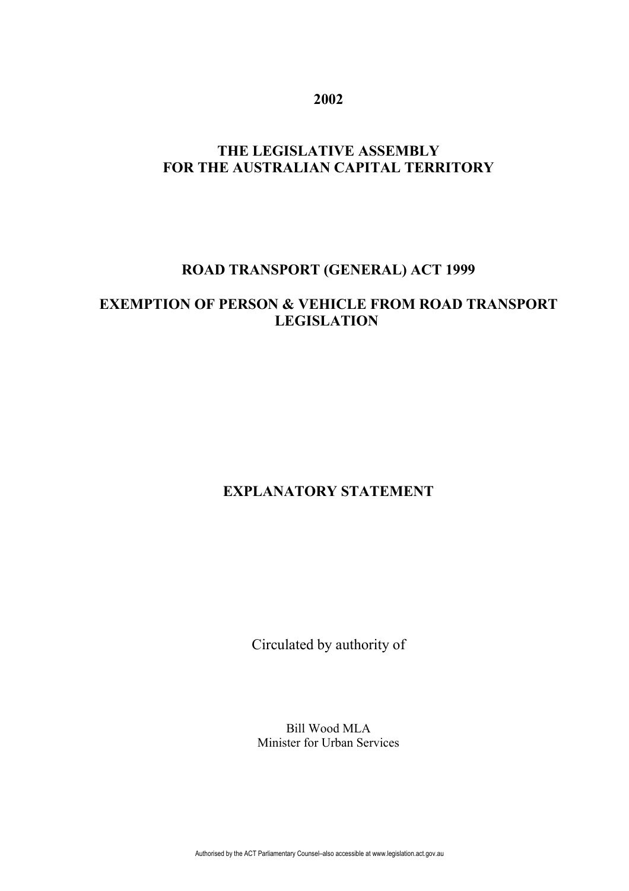**2002**

# THE LEGISLATIVE ASSEMBLY FOR THE AUSTRALIAN CAPITAL TERRITORY

## ROAD TRANSPORT (GENERAL) ACT 1999

## EXEMPTION OF PERSON & VEHICLE FROM ROAD TRANSPORT LEGISLATION

## EXPLANATORY STATEMENT

Circulated by authority of

Bill Wood MLA
Minister for Urban Services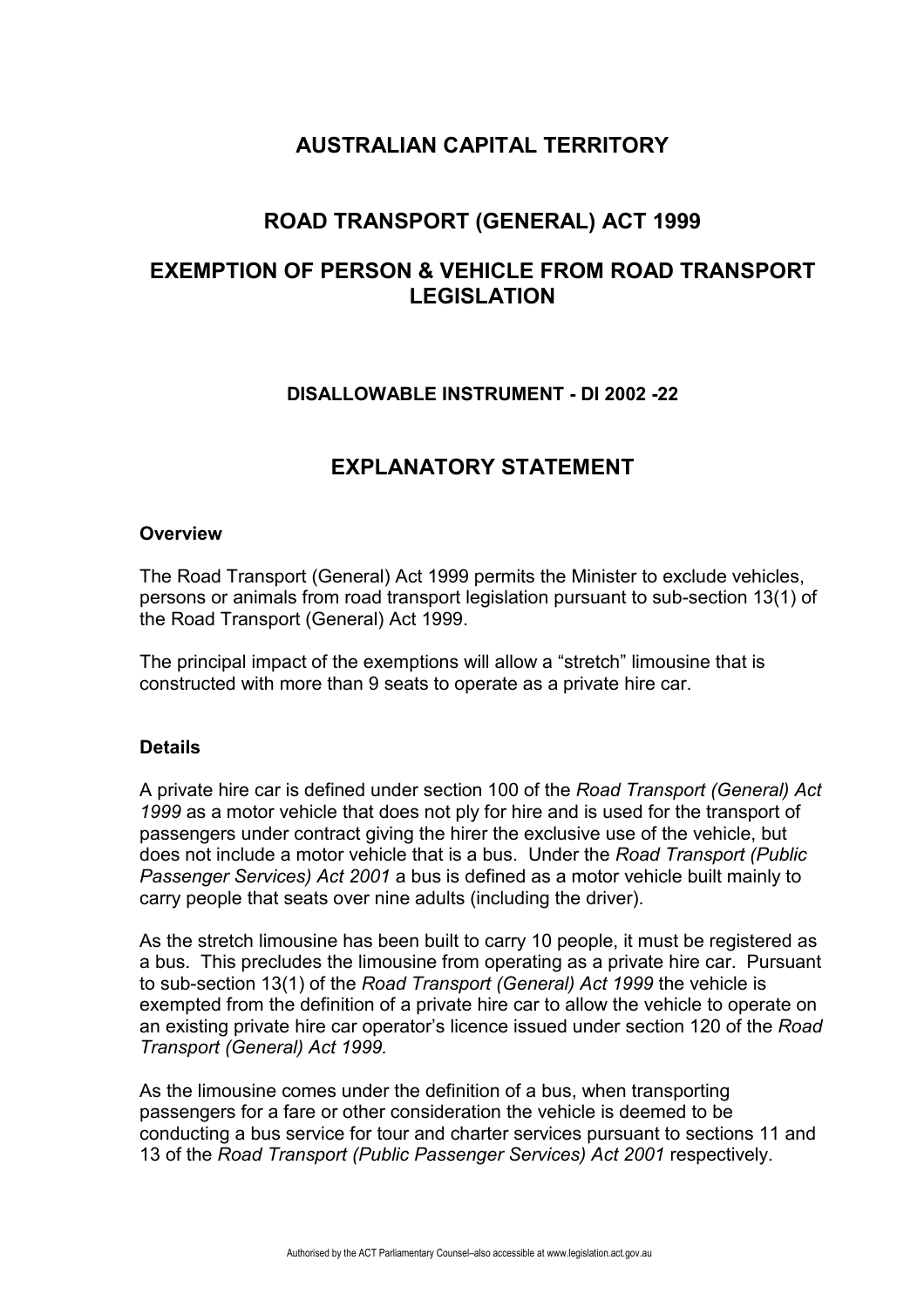# AUSTRALIAN CAPITAL TERRITORY

## ROAD TRANSPORT (GENERAL) ACT 1999

## EXEMPTION OF PERSON & VEHICLE FROM ROAD TRANSPORT LEGISLATION

### DISALLOWABLE INSTRUMENT - DI 2002 -22

## EXPLANATORY STATEMENT

**Overview**

The Road Transport (General) Act 1999 permits the Minister to exclude vehicles, persons or animals from road transport legislation pursuant to sub-section 13(1) of the Road Transport (General) Act 1999.

The principal impact of the exemptions will allow a "stretch" limousine that is constructed with more than 9 seats to operate as a private hire car.

**Details**

A private hire car is defined under section 100 of the *Road Transport (General) Act 1999* as a motor vehicle that does not ply for hire and is used for the transport of passengers under contract giving the hirer the exclusive use of the vehicle, but does not include a motor vehicle that is a bus. Under the *Road Transport (Public Passenger Services) Act 2001* a bus is defined as a motor vehicle built mainly to carry people that seats over nine adults (including the driver).

As the stretch limousine has been built to carry 10 people, it must be registered as a bus. This precludes the limousine from operating as a private hire car. Pursuant to sub-section 13(1) of the *Road Transport (General) Act 1999* the vehicle is exempted from the definition of a private hire car to allow the vehicle to operate on an existing private hire car operator's licence issued under section 120 of the *Road Transport (General) Act 1999.*

As the limousine comes under the definition of a bus, when transporting passengers for a fare or other consideration the vehicle is deemed to be conducting a bus service for tour and charter services pursuant to sections 11 and 13 of the *Road Transport (Public Passenger Services) Act 2001* respectively.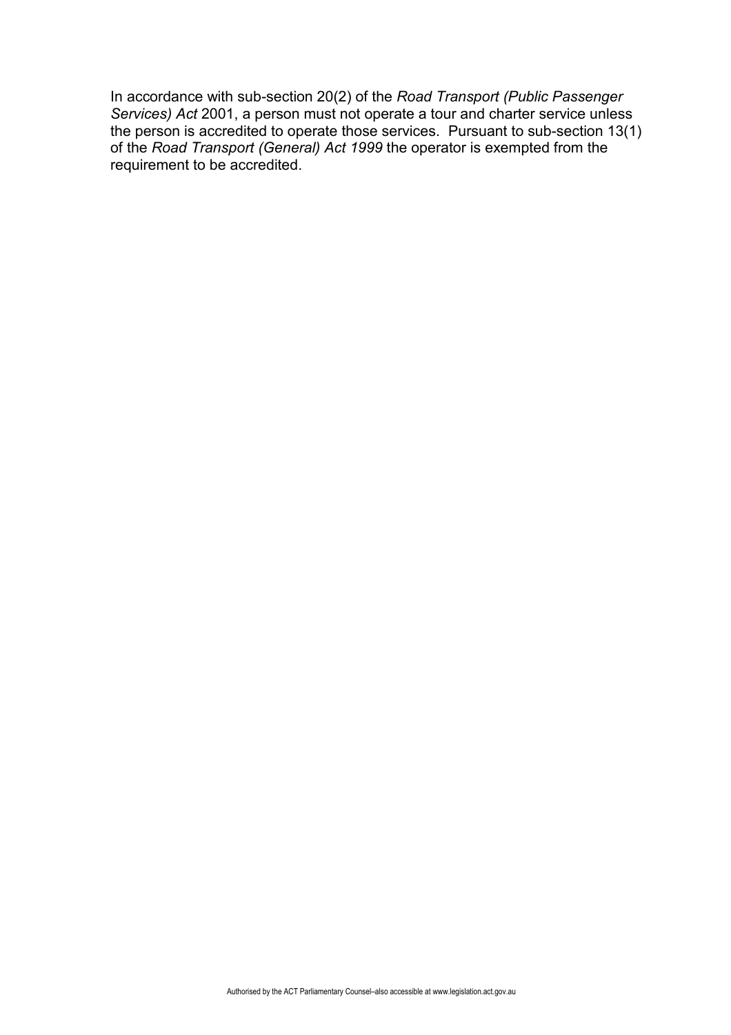In accordance with sub-section 20(2) of the *Road Transport (Public Passenger Services) Act* 2001, a person must not operate a tour and charter service unless the person is accredited to operate those services. Pursuant to sub-section 13(1) of the *Road Transport (General) Act 1999* the operator is exempted from the requirement to be accredited.